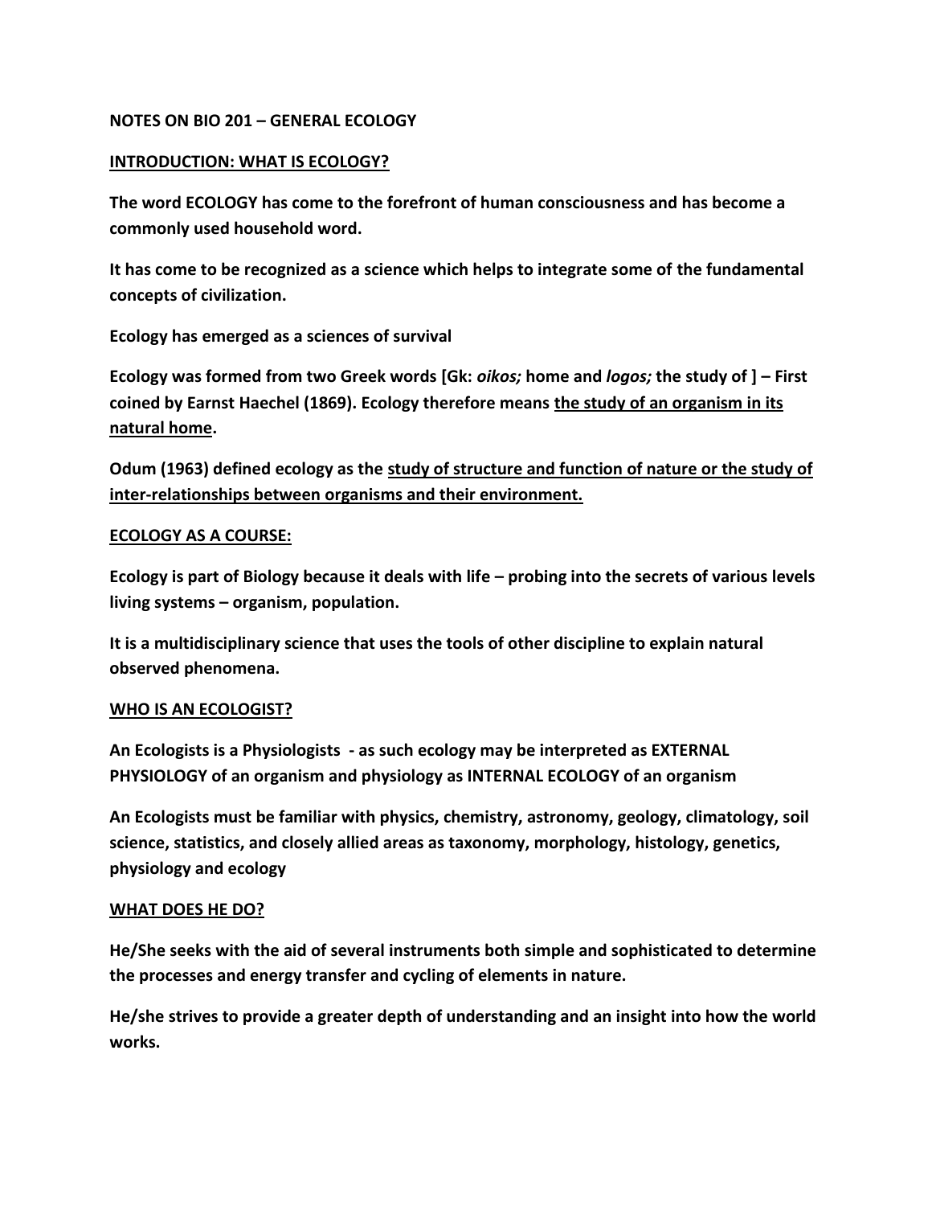**NOTES ON BIO 201 – GENERAL ECOLOGY**

**INTRODUCTION: WHAT IS ECOLOGY?**

**The word ECOLOGY has come to the forefront of human consciousness and has become a commonly used household word.**

**It has come to be recognized as a science which helps to integrate some of the fundamental concepts of civilization.**

**Ecology has emerged as a sciences of survival**

**Ecology was formed from two Greek words [Gk: *oikos;* home and *logos;* the study of ] – First coined by Earnst Haechel (1869). Ecology therefore means the study of an organism in its natural home.**

**Odum (1963) defined ecology as the study of structure and function of nature or the study of inter-relationships between organisms and their environment.**

**ECOLOGY AS A COURSE:**

**Ecology is part of Biology because it deals with life – probing into the secrets of various levels living systems – organism, population.**

**It is a multidisciplinary science that uses the tools of other discipline to explain natural observed phenomena.**

**WHO IS AN ECOLOGIST?**

**An Ecologists is a Physiologists - as such ecology may be interpreted as EXTERNAL PHYSIOLOGY of an organism and physiology as INTERNAL ECOLOGY of an organism**

**An Ecologists must be familiar with physics, chemistry, astronomy, geology, climatology, soil science, statistics, and closely allied areas as taxonomy, morphology, histology, genetics, physiology and ecology**

**WHAT DOES HE DO?**

**He/She seeks with the aid of several instruments both simple and sophisticated to determine the processes and energy transfer and cycling of elements in nature.**

**He/she strives to provide a greater depth of understanding and an insight into how the world works.**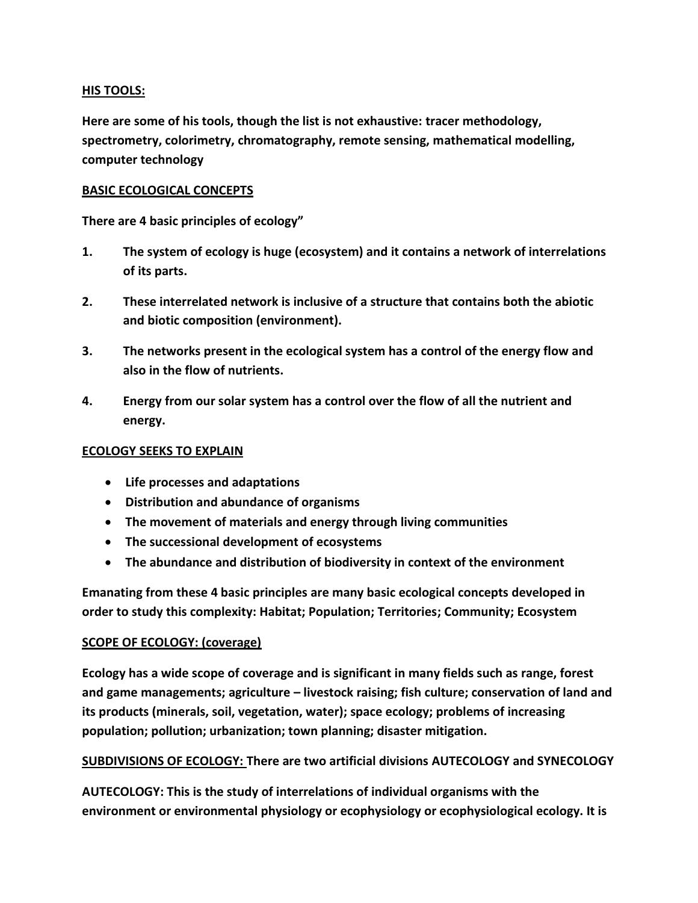**HIS TOOLS:**

**Here are some of his tools, though the list is not exhaustive: tracer methodology, spectrometry, colorimetry, chromatography, remote sensing, mathematical modelling, computer technology**

**BASIC ECOLOGICAL CONCEPTS**

**There are 4 basic principles of ecology”**

1. **The system of ecology is huge (ecosystem) and it contains a network of interrelations of its parts.**
2. **These interrelated network is inclusive of a structure that contains both the abiotic and biotic composition (environment).**
3. **The networks present in the ecological system has a control of the energy flow and also in the flow of nutrients.**
4. **Energy from our solar system has a control over the flow of all the nutrient and energy.**

**ECOLOGY SEEKS TO EXPLAIN**

- **Life processes and adaptations**
- **Distribution and abundance of organisms**
- **The movement of materials and energy through living communities**
- **The successional development of ecosystems**
- **The abundance and distribution of biodiversity in context of the environment**

**Emanating from these 4 basic principles are many basic ecological concepts developed in order to study this complexity: Habitat; Population; Territories; Community; Ecosystem**

**SCOPE OF ECOLOGY: (coverage)**

**Ecology has a wide scope of coverage and is significant in many fields such as range, forest and game managements; agriculture – livestock raising; fish culture; conservation of land and its products (minerals, soil, vegetation, water); space ecology; problems of increasing population; pollution; urbanization; town planning; disaster mitigation.**

**SUBDIVISIONS OF ECOLOGY: There are two artificial divisions AUTECOLOGY and SYNECOLOGY**

**AUTECOLOGY: This is the study of interrelations of individual organisms with the environment or environmental physiology or ecophysiology or ecophysiological ecology. It is**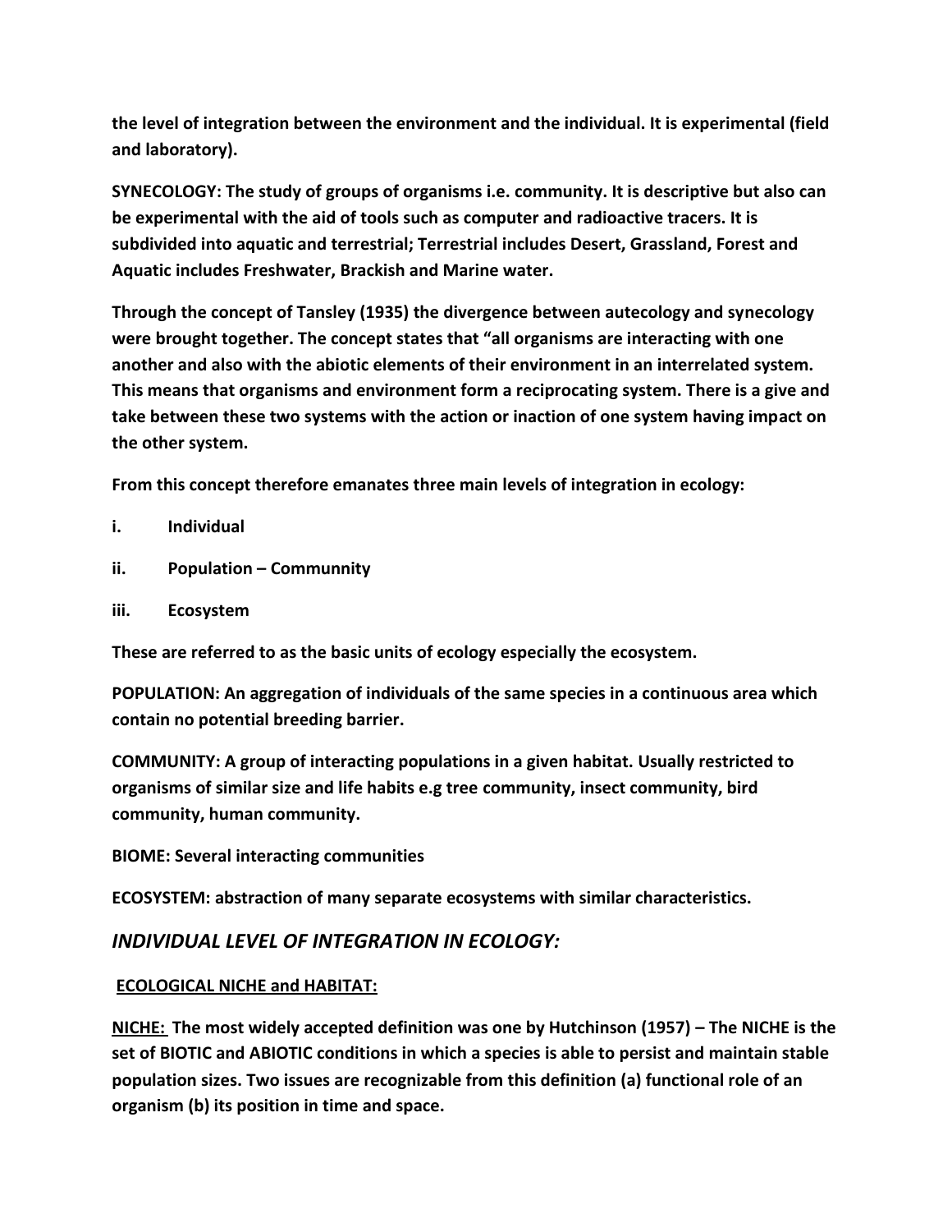**the level of integration between the environment and the individual. It is experimental (field and laboratory).**

**SYNECOLOGY: The study of groups of organisms i.e. community. It is descriptive but also can be experimental with the aid of tools such as computer and radioactive tracers. It is subdivided into aquatic and terrestrial; Terrestrial includes Desert, Grassland, Forest and Aquatic includes Freshwater, Brackish and Marine water.**

**Through the concept of Tansley (1935) the divergence between autecology and synecology were brought together. The concept states that "all organisms are interacting with one another and also with the abiotic elements of their environment in an interrelated system. This means that organisms and environment form a reciprocating system. There is a give and take between these two systems with the action or inaction of one system having impact on the other system.**

**From this concept therefore emanates three main levels of integration in ecology:**

**i. Individual**

**ii. Population – Communnity**

**iii. Ecosystem**

**These are referred to as the basic units of ecology especially the ecosystem.**

**POPULATION: An aggregation of individuals of the same species in a continuous area which contain no potential breeding barrier.**

**COMMUNITY: A group of interacting populations in a given habitat. Usually restricted to organisms of similar size and life habits e.g tree community, insect community, bird community, human community.**

**BIOME: Several interacting communities**

**ECOSYSTEM: abstraction of many separate ecosystems with similar characteristics.**

## *INDIVIDUAL LEVEL OF INTEGRATION IN ECOLOGY:*

**ECOLOGICAL NICHE and HABITAT:**

**NICHE: The most widely accepted definition was one by Hutchinson (1957) – The NICHE is the set of BIOTIC and ABIOTIC conditions in which a species is able to persist and maintain stable population sizes. Two issues are recognizable from this definition (a) functional role of an organism (b) its position in time and space.**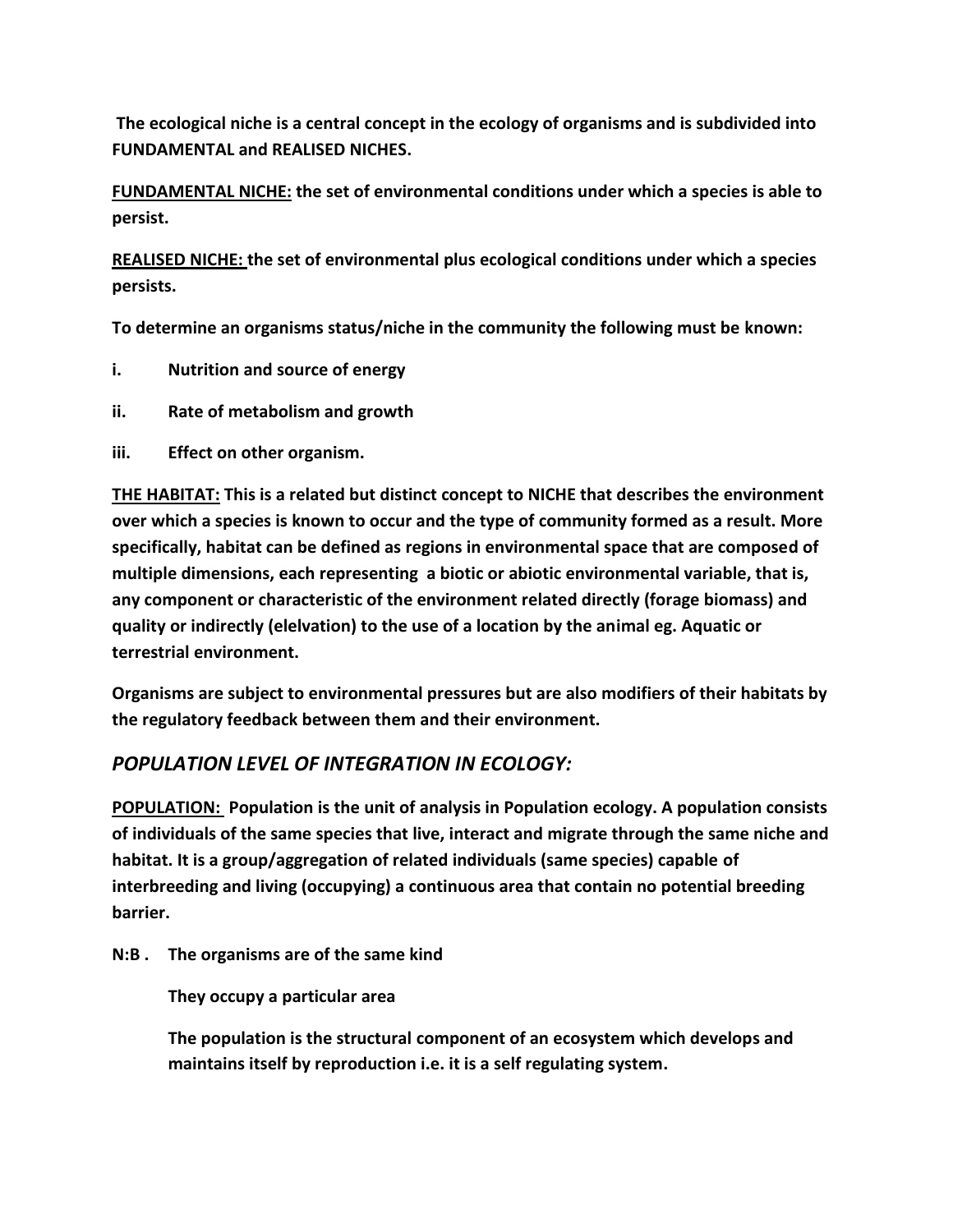**The ecological niche is a central concept in the ecology of organisms and is subdivided into FUNDAMENTAL and REALISED NICHES.**

**<u>FUNDAMENTAL NICHE:</u> the set of environmental conditions under which a species is able to persist.**

**<u>REALISED NICHE:</u> the set of environmental plus ecological conditions under which a species persists.**

**To determine an organisms status/niche in the community the following must be known:**

**i. Nutrition and source of energy**

**ii. Rate of metabolism and growth**

**iii. Effect on other organism.**

**<u>THE HABITAT:</u> This is a related but distinct concept to NICHE that describes the environment over which a species is known to occur and the type of community formed as a result. More specifically, habitat can be defined as regions in environmental space that are composed of multiple dimensions, each representing a biotic or abiotic environmental variable, that is, any component or characteristic of the environment related directly (forage biomass) and quality or indirectly (elelvation) to the use of a location by the animal eg. Aquatic or terrestrial environment.**

**Organisms are subject to environmental pressures but are also modifiers of their habitats by the regulatory feedback between them and their environment.**

## *POPULATION LEVEL OF INTEGRATION IN ECOLOGY:*

**<u>POPULATION:</u> Population is the unit of analysis in Population ecology. A population consists of individuals of the same species that live, interact and migrate through the same niche and habitat. It is a group/aggregation of related individuals (same species) capable of interbreeding and living (occupying) a continuous area that contain no potential breeding barrier.**

**N:B . The organisms are of the same kind**

**They occupy a particular area**

**The population is the structural component of an ecosystem which develops and maintains itself by reproduction i.e. it is a self regulating system.**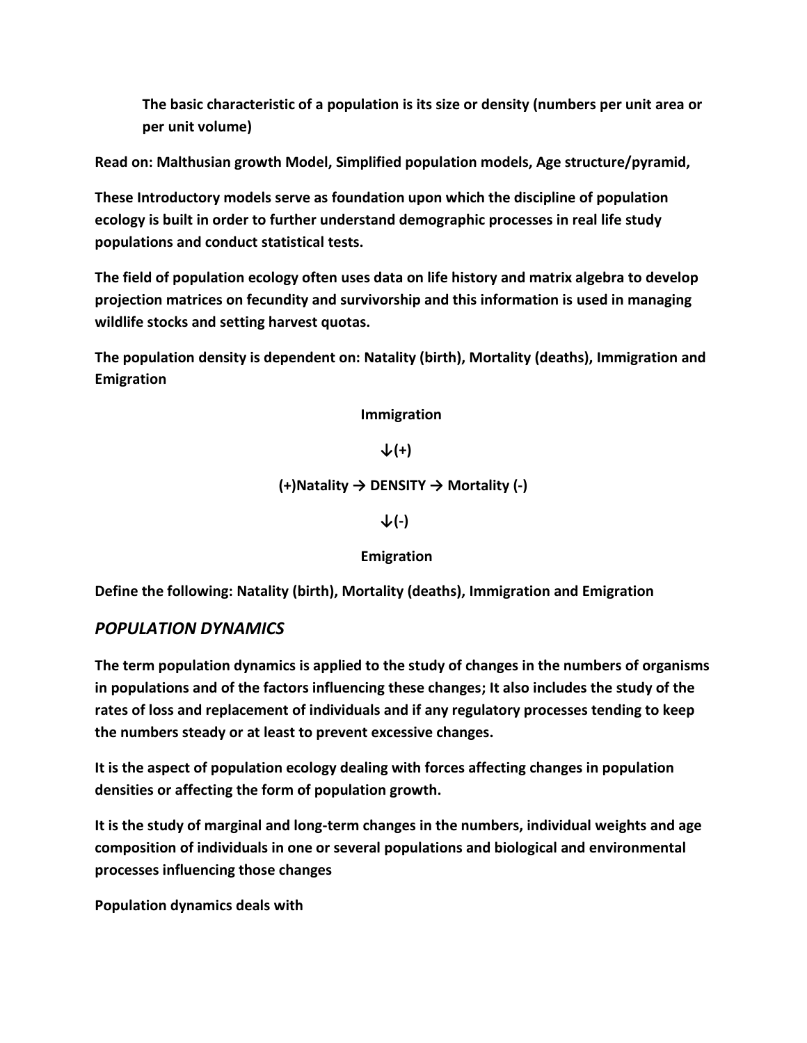**The basic characteristic of a population is its size or density (numbers per unit area or per unit volume)**

**Read on: Malthusian growth Model, Simplified population models, Age structure/pyramid,**

**These Introductory models serve as foundation upon which the discipline of population ecology is built in order to further understand demographic processes in real life study populations and conduct statistical tests.**

**The field of population ecology often uses data on life history and matrix algebra to develop projection matrices on fecundity and survivorship and this information is used in managing wildlife stocks and setting harvest quotas.**

**The population density is dependent on: Natality (birth), Mortality (deaths), Immigration and Emigration**

**Immigration**

**↓(+)**

**(+)Natality → DENSITY → Mortality (-)**

**↓(-)**

**Emigration**

**Define the following: Natality (birth), Mortality (deaths), Immigration and Emigration**

## *POPULATION DYNAMICS*

**The term population dynamics is applied to the study of changes in the numbers of organisms in populations and of the factors influencing these changes; It also includes the study of the rates of loss and replacement of individuals and if any regulatory processes tending to keep the numbers steady or at least to prevent excessive changes.**

**It is the aspect of population ecology dealing with forces affecting changes in population densities or affecting the form of population growth.**

**It is the study of marginal and long-term changes in the numbers, individual weights and age composition of individuals in one or several populations and biological and environmental processes influencing those changes**

**Population dynamics deals with**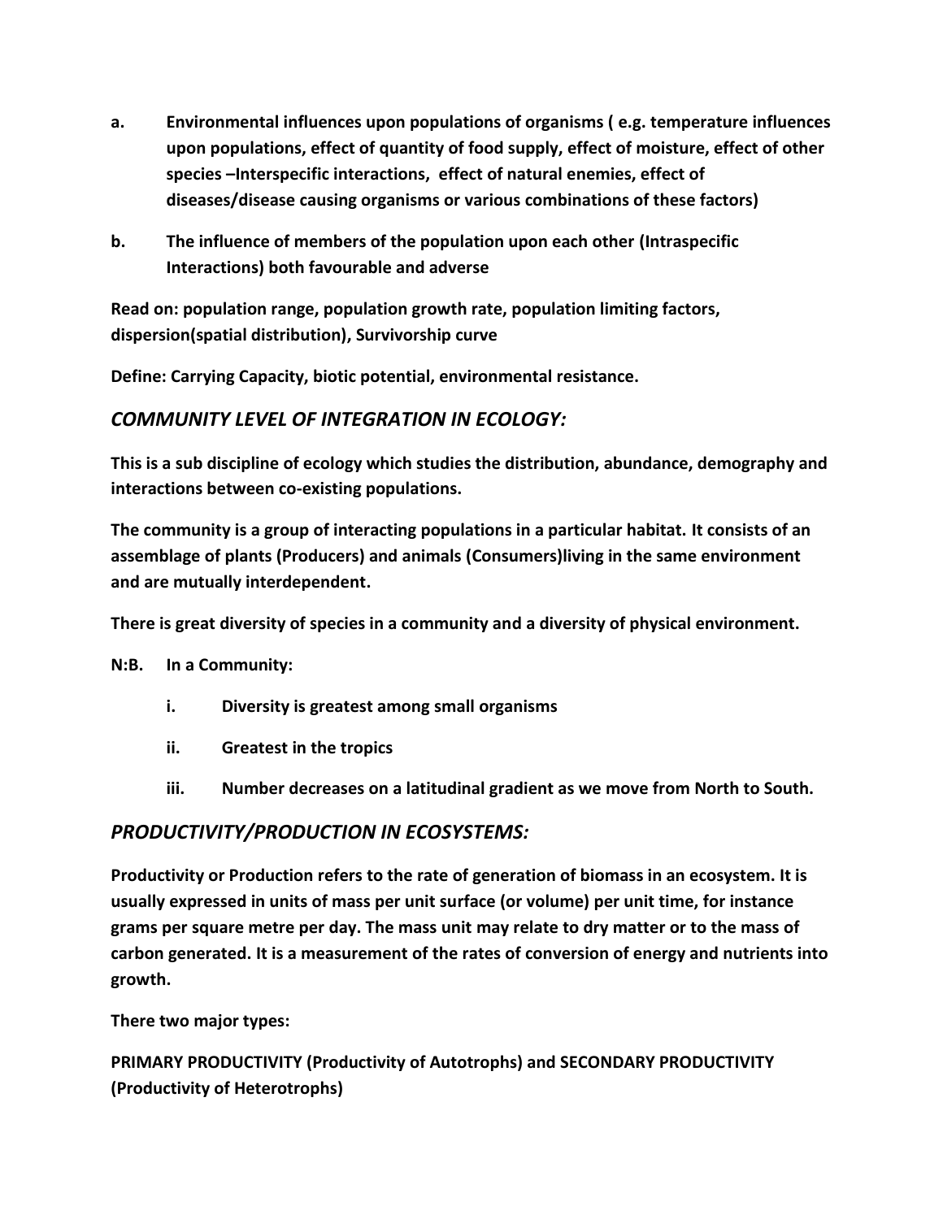a. **Environmental influences upon populations of organisms ( e.g. temperature influences upon populations, effect of quantity of food supply, effect of moisture, effect of other species –Interspecific interactions, effect of natural enemies, effect of diseases/disease causing organisms or various combinations of these factors)**

b. **The influence of members of the population upon each other (Intraspecific Interactions) both favourable and adverse**

**Read on: population range, population growth rate, population limiting factors, dispersion(spatial distribution), Survivorship curve**

**Define: Carrying Capacity, biotic potential, environmental resistance.**

## *COMMUNITY LEVEL OF INTEGRATION IN ECOLOGY:*

**This is a sub discipline of ecology which studies the distribution, abundance, demography and interactions between co-existing populations.**

**The community is a group of interacting populations in a particular habitat. It consists of an assemblage of plants (Producers) and animals (Consumers)living in the same environment and are mutually interdependent.**

**There is great diversity of species in a community and a diversity of physical environment.**

**N:B. In a Community:**

- i. **Diversity is greatest among small organisms**
- ii. **Greatest in the tropics**
- iii. **Number decreases on a latitudinal gradient as we move from North to South.**

## *PRODUCTIVITY/PRODUCTION IN ECOSYSTEMS:*

**Productivity or Production refers to the rate of generation of biomass in an ecosystem. It is usually expressed in units of mass per unit surface (or volume) per unit time, for instance grams per square metre per day. The mass unit may relate to dry matter or to the mass of carbon generated. It is a measurement of the rates of conversion of energy and nutrients into growth.**

**There two major types:**

**PRIMARY PRODUCTIVITY (Productivity of Autotrophs) and SECONDARY PRODUCTIVITY (Productivity of Heterotrophs)**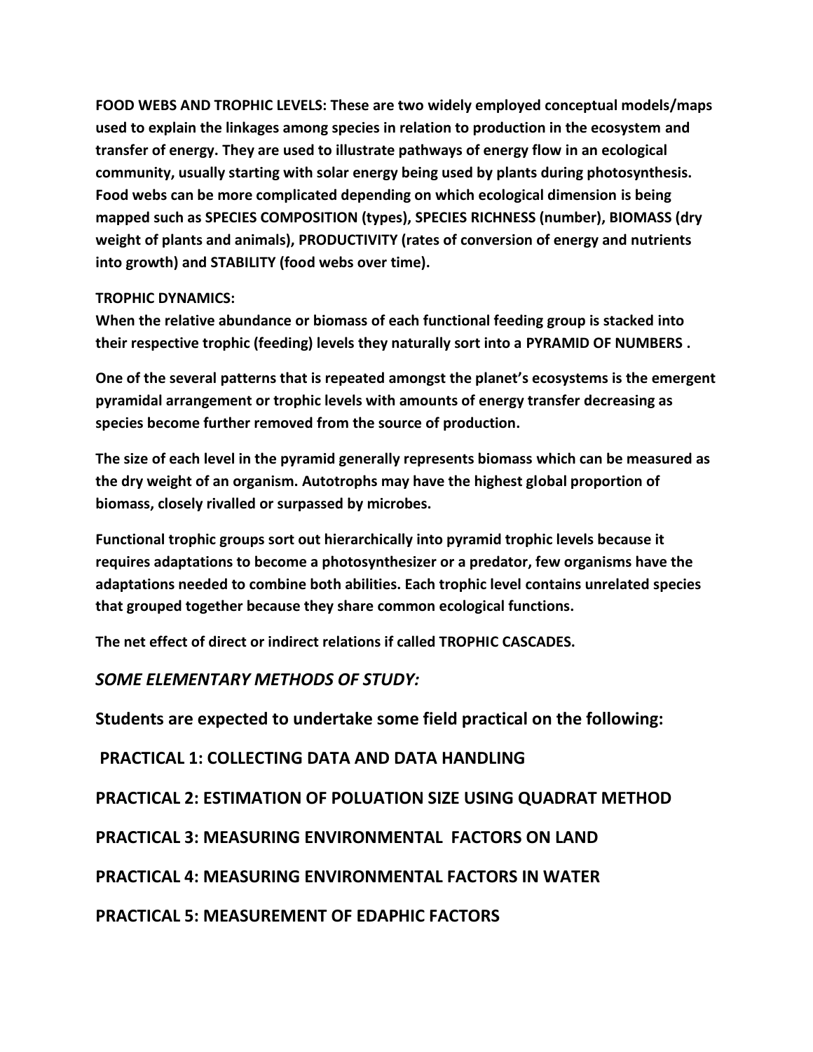**FOOD WEBS AND TROPHIC LEVELS: These are two widely employed conceptual models/maps used to explain the linkages among species in relation to production in the ecosystem and transfer of energy. They are used to illustrate pathways of energy flow in an ecological community, usually starting with solar energy being used by plants during photosynthesis. Food webs can be more complicated depending on which ecological dimension is being mapped such as SPECIES COMPOSITION (types), SPECIES RICHNESS (number), BIOMASS (dry weight of plants and animals), PRODUCTIVITY (rates of conversion of energy and nutrients into growth) and STABILITY (food webs over time).**

**TROPHIC DYNAMICS:**

**When the relative abundance or biomass of each functional feeding group is stacked into their respective trophic (feeding) levels they naturally sort into a PYRAMID OF NUMBERS .**

**One of the several patterns that is repeated amongst the planet's ecosystems is the emergent pyramidal arrangement or trophic levels with amounts of energy transfer decreasing as species become further removed from the source of production.**

**The size of each level in the pyramid generally represents biomass which can be measured as the dry weight of an organism. Autotrophs may have the highest global proportion of biomass, closely rivalled or surpassed by microbes.**

**Functional trophic groups sort out hierarchically into pyramid trophic levels because it requires adaptations to become a photosynthesizer or a predator, few organisms have the adaptations needed to combine both abilities. Each trophic level contains unrelated species that grouped together because they share common ecological functions.**

**The net effect of direct or indirect relations if called TROPHIC CASCADES.**

## *SOME ELEMENTARY METHODS OF STUDY:*

**Students are expected to undertake some field practical on the following:**

**PRACTICAL 1: COLLECTING DATA AND DATA HANDLING**

**PRACTICAL 2: ESTIMATION OF POLUATION SIZE USING QUADRAT METHOD**

**PRACTICAL 3: MEASURING ENVIRONMENTAL FACTORS ON LAND**

**PRACTICAL 4: MEASURING ENVIRONMENTAL FACTORS IN WATER**

**PRACTICAL 5: MEASUREMENT OF EDAPHIC FACTORS**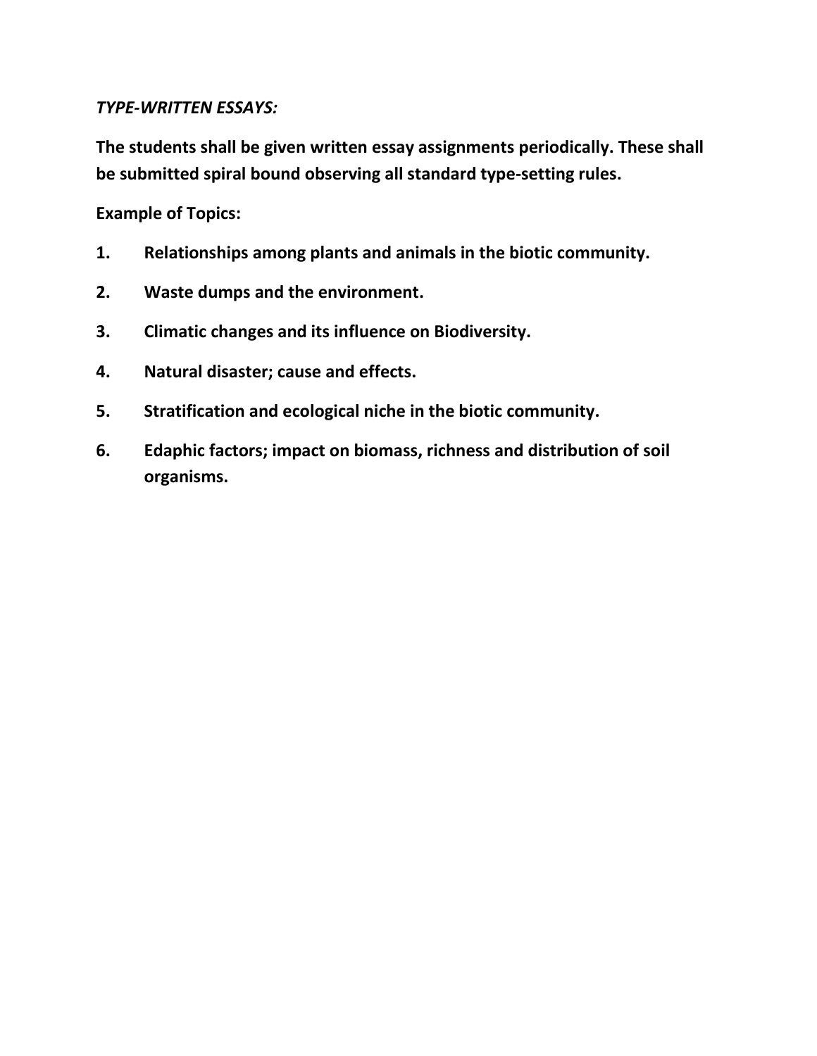***TYPE-WRITTEN ESSAYS:***

**The students shall be given written essay assignments periodically. These shall be submitted spiral bound observing all standard type-setting rules.**

**Example of Topics:**

1. **Relationships among plants and animals in the biotic community.**
2. **Waste dumps and the environment.**
3. **Climatic changes and its influence on Biodiversity.**
4. **Natural disaster; cause and effects.**
5. **Stratification and ecological niche in the biotic community.**
6. **Edaphic factors; impact on biomass, richness and distribution of soil organisms.**